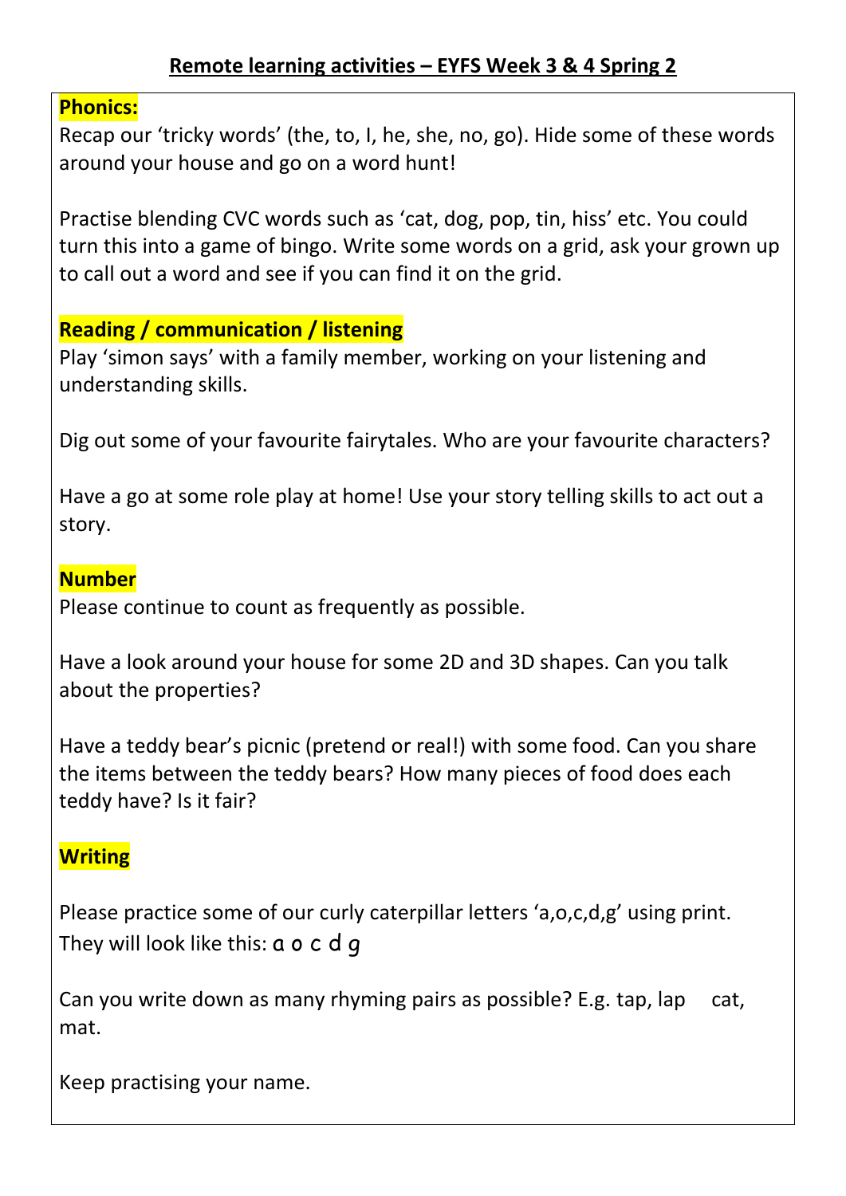# Remote learning activities – EYFS Week 3 & 4 Spring 2

## Phonics:

Recap our 'tricky words' (the, to, I, he, she, no, go). Hide some of these words around your house and go on a word hunt!

Practise blending CVC words such as 'cat, dog, pop, tin, hiss' etc. You could turn this into a game of bingo. Write some words on a grid, ask your grown up to call out a word and see if you can find it on the grid.

## Reading / communication / listening

Play 'simon says' with a family member, working on your listening and understanding skills.

Dig out some of your favourite fairytales. Who are your favourite characters?

Have a go at some role play at home! Use your story telling skills to act out a story.

## Number

Please continue to count as frequently as possible.

Have a look around your house for some 2D and 3D shapes. Can you talk about the properties?

Have a teddy bear's picnic (pretend or real!) with some food. Can you share the items between the teddy bears? How many pieces of food does each teddy have? Is it fair?

## Writing

Please practice some of our curly caterpillar letters 'a,o,c,d,g' using print. They will look like this: a o c d g

Can you write down as many rhyming pairs as possible? E.g. tap, lap    cat, mat.

Keep practising your name.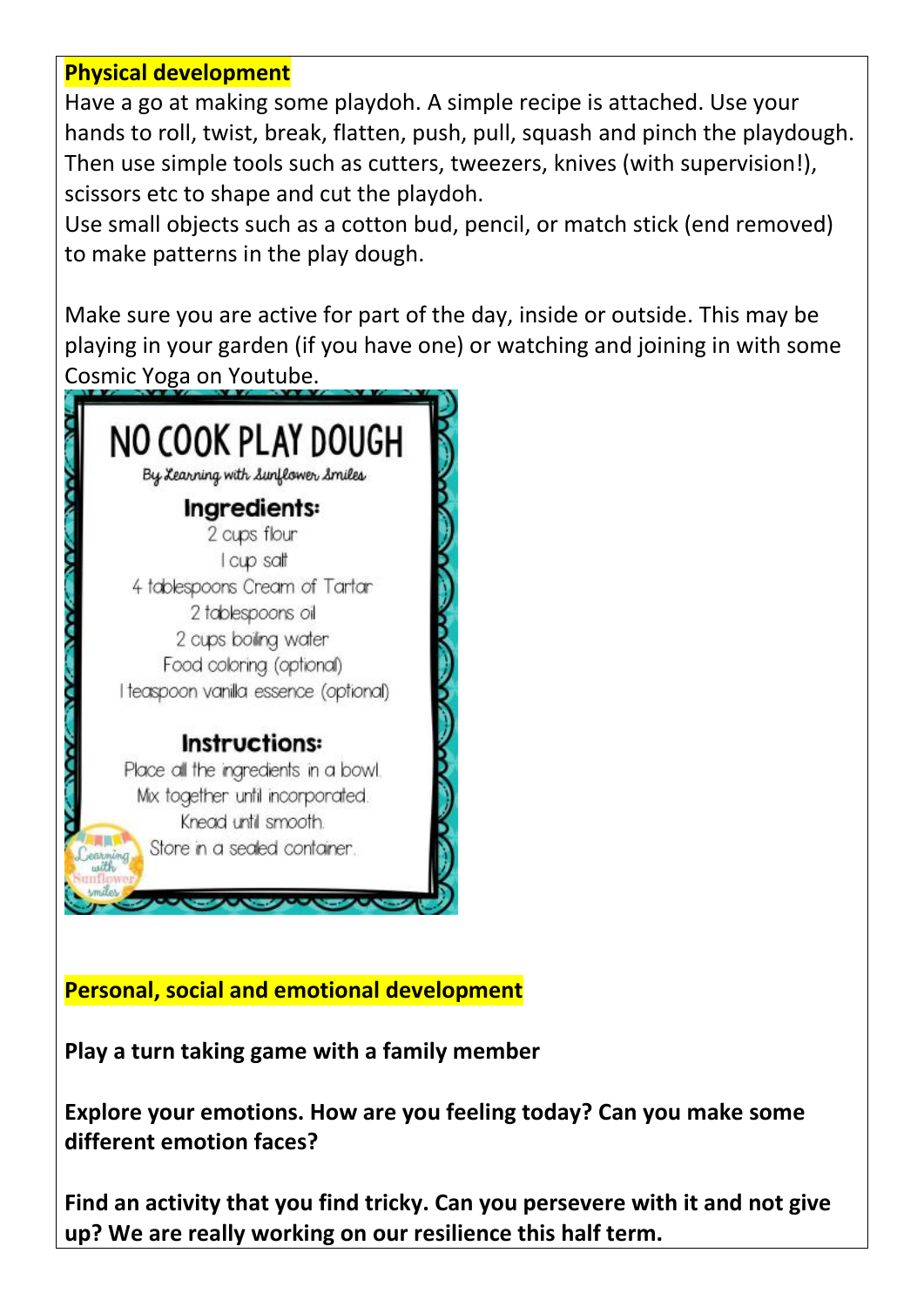**Physical development**

Have a go at making some playdoh. A simple recipe is attached. Use your hands to roll, twist, break, flatten, push, pull, squash and pinch the playdough. Then use simple tools such as cutters, tweezers, knives (with supervision!), scissors etc to shape and cut the playdoh.

Use small objects such as a cotton bud, pencil, or match stick (end removed) to make patterns in the play dough.

Make sure you are active for part of the day, inside or outside. This may be playing in your garden (if you have one) or watching and joining in with some Cosmic Yoga on Youtube.

# NO COOK PLAY DOUGH

By Learning with Sunflower Smiles

**Ingredients:**

2 cups flour
1 cup salt
4 tablespoons Cream of Tartar
2 tablespoons oil
2 cups boiling water
Food coloring (optional)
1 teaspoon vanilla essence (optional)

**Instructions:**

Place all the ingredients in a bowl.
Mix together until incorporated.
Knead until smooth.
Store in a sealed container.

Learning with Sunflower smiles

**Personal, social and emotional development**

**Play a turn taking game with a family member**

**Explore your emotions. How are you feeling today? Can you make some different emotion faces?**

**Find an activity that you find tricky. Can you persevere with it and not give up? We are really working on our resilience this half term.**